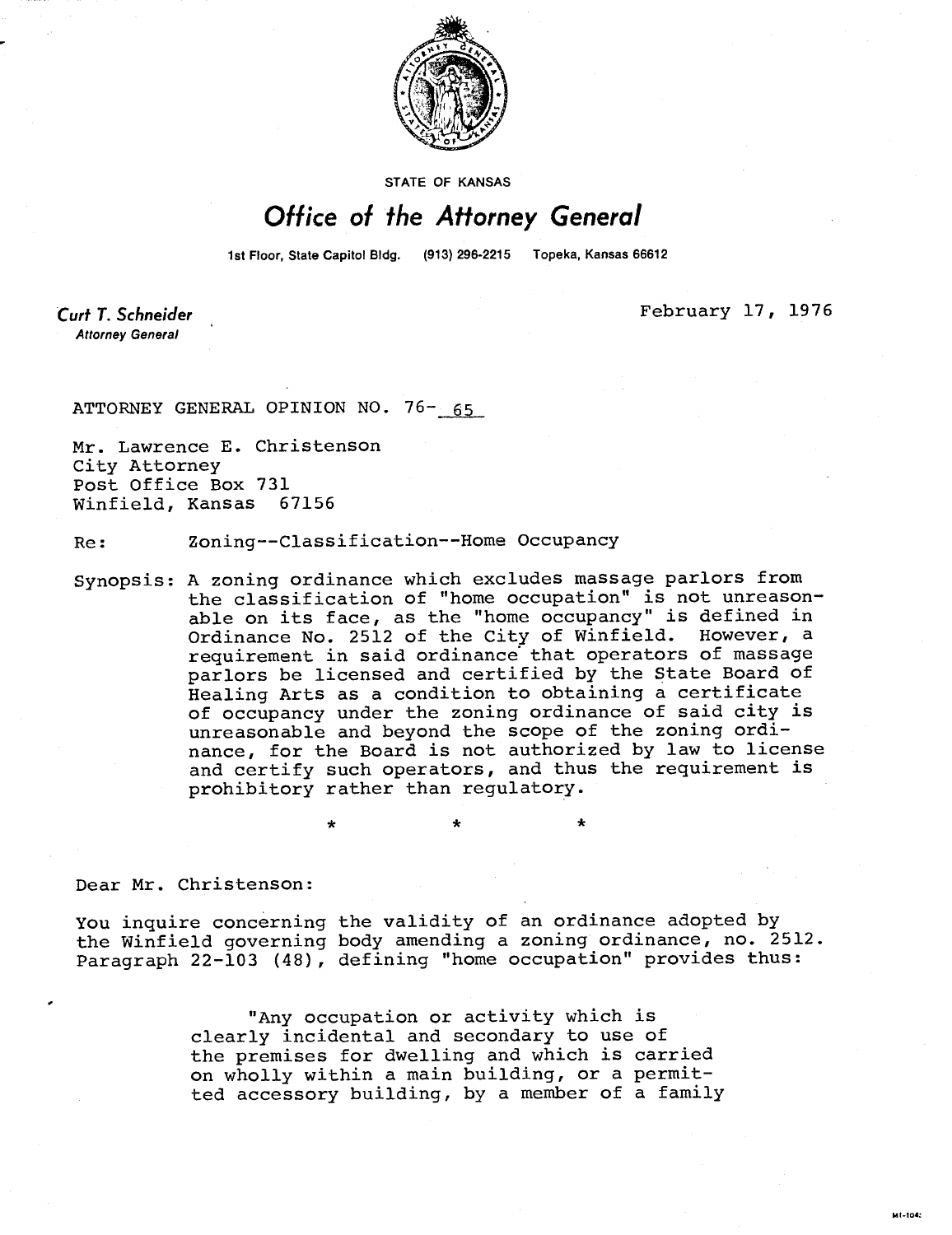STATE OF KANSAS

# Office of the Attorney General

1st Floor, State Capitol Bldg. (913) 296-2215 Topeka, Kansas 66612

**Curt T. Schneider**
*Attorney General*

February 17, 1976

ATTORNEY GENERAL OPINION NO. 76- 65

Mr. Lawrence E. Christenson
City Attorney
Post Office Box 731
Winfield, Kansas 67156

Re: Zoning--Classification--Home Occupancy

Synopsis: A zoning ordinance which excludes massage parlors from the classification of "home occupation" is not unreasonable on its face, as the "home occupancy" is defined in Ordinance No. 2512 of the City of Winfield. However, a requirement in said ordinance that operators of massage parlors be licensed and certified by the State Board of Healing Arts as a condition to obtaining a certificate of occupancy under the zoning ordinance of said city is unreasonable and beyond the scope of the zoning ordinance, for the Board is not authorized by law to license and certify such operators, and thus the requirement is prohibitory rather than regulatory.

\* \* \*

Dear Mr. Christenson:

You inquire concerning the validity of an ordinance adopted by the Winfield governing body amending a zoning ordinance, no. 2512. Paragraph 22-103 (48), defining "home occupation" provides thus:

> "Any occupation or activity which is clearly incidental and secondary to use of the premises for dwelling and which is carried on wholly within a main building, or a permitted accessory building, by a member of a family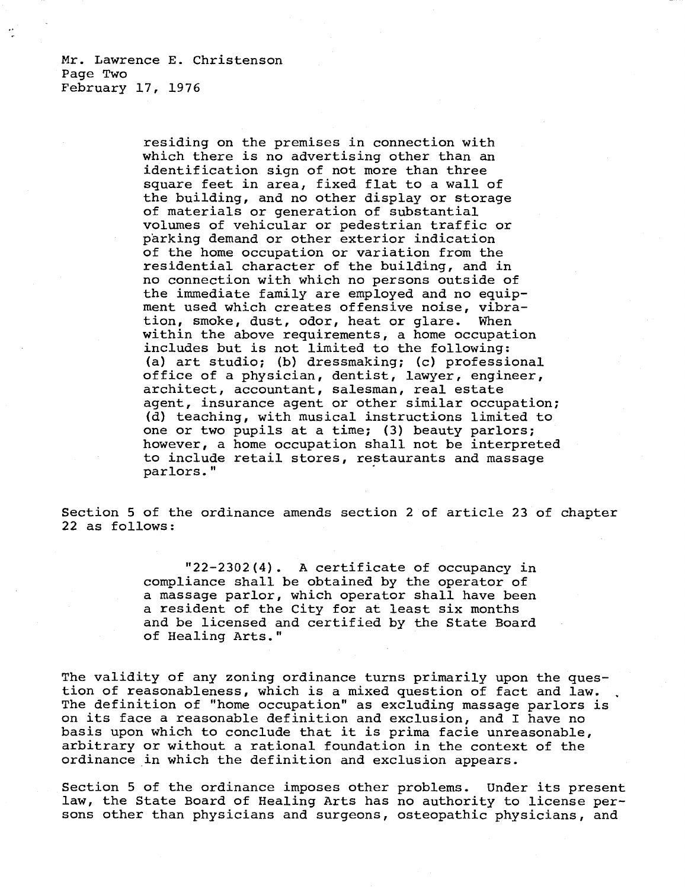Mr. Lawrence E. Christenson
Page Two
February 17, 1976

> residing on the premises in connection with which there is no advertising other than an identification sign of not more than three square feet in area, fixed flat to a wall of the building, and no other display or storage of materials or generation of substantial volumes of vehicular or pedestrian traffic or parking demand or other exterior indication of the home occupation or variation from the residential character of the building, and in no connection with which no persons outside of the immediate family are employed and no equipment used which creates offensive noise, vibration, smoke, dust, odor, heat or glare. When within the above requirements, a home occupation includes but is not limited to the following: (a) art studio; (b) dressmaking; (c) professional office of a physician, dentist, lawyer, engineer, architect, accountant, salesman, real estate agent, insurance agent or other similar occupation; (d) teaching, with musical instructions limited to one or two pupils at a time; (3) beauty parlors; however, a home occupation shall not be interpreted to include retail stores, restaurants and massage parlors."

Section 5 of the ordinance amends section 2 of article 23 of chapter 22 as follows:

> "22-2302(4). A certificate of occupancy in compliance shall be obtained by the operator of a massage parlor, which operator shall have been a resident of the City for at least six months and be licensed and certified by the State Board of Healing Arts."

The validity of any zoning ordinance turns primarily upon the question of reasonableness, which is a mixed question of fact and law. The definition of "home occupation" as excluding massage parlors is on its face a reasonable definition and exclusion, and I have no basis upon which to conclude that it is prima facie unreasonable, arbitrary or without a rational foundation in the context of the ordinance in which the definition and exclusion appears.

Section 5 of the ordinance imposes other problems. Under its present law, the State Board of Healing Arts has no authority to license persons other than physicians and surgeons, osteopathic physicians, and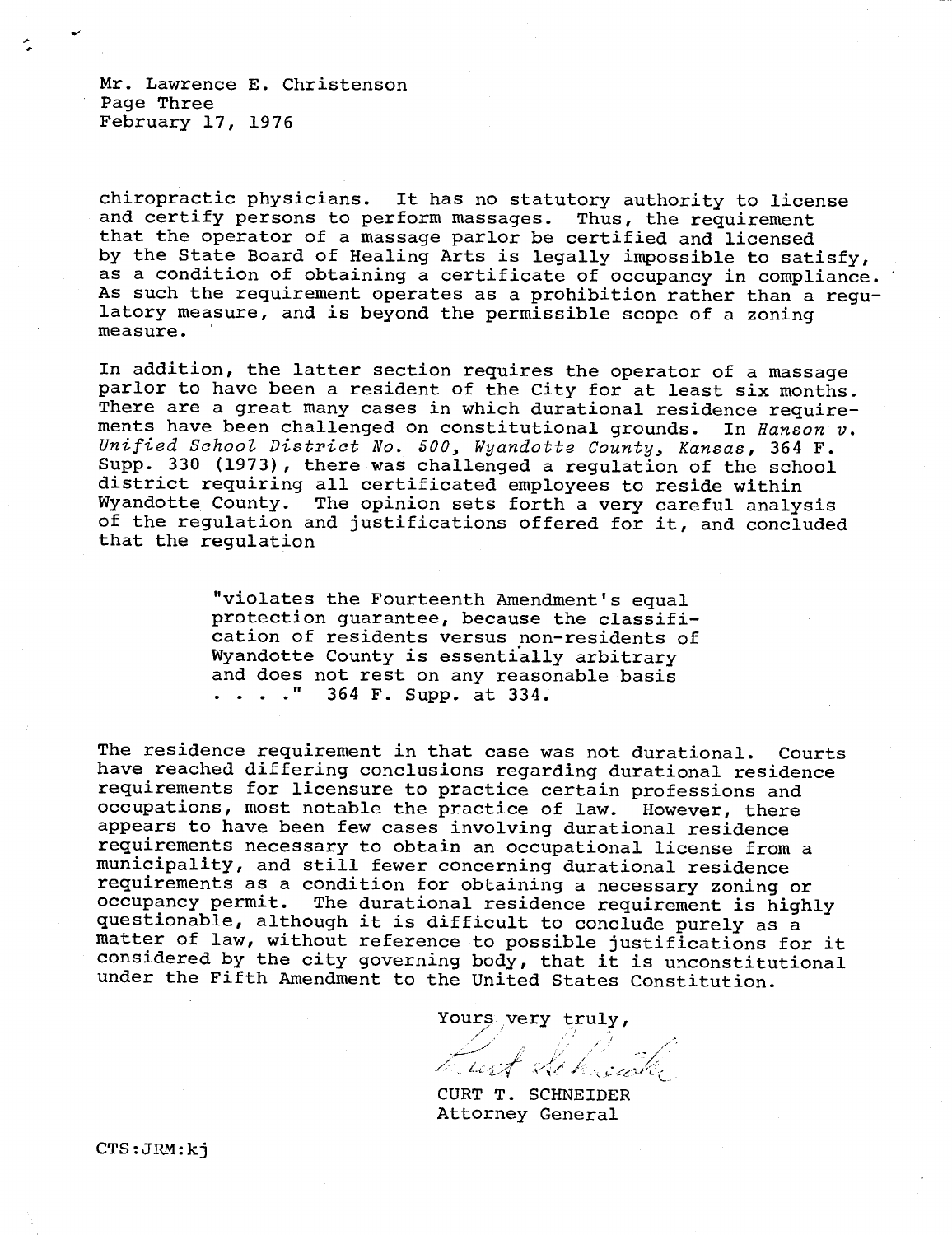Mr. Lawrence E. Christenson
Page Three
February 17, 1976

chiropractic physicians. It has no statutory authority to license and certify persons to perform massages. Thus, the requirement that the operator of a massage parlor be certified and licensed by the State Board of Healing Arts is legally impossible to satisfy, as a condition of obtaining a certificate of occupancy in compliance. As such the requirement operates as a prohibition rather than a regulatory measure, and is beyond the permissible scope of a zoning measure.

In addition, the latter section requires the operator of a massage parlor to have been a resident of the City for at least six months. There are a great many cases in which durational residence requirements have been challenged on constitutional grounds. In *Hanson v. Unified School District No. 500, Wyandotte County, Kansas*, 364 F. Supp. 330 (1973), there was challenged a regulation of the school district requiring all certificated employees to reside within Wyandotte County. The opinion sets forth a very careful analysis of the regulation and justifications offered for it, and concluded that the regulation

> "violates the Fourteenth Amendment's equal protection guarantee, because the classification of residents versus non-residents of Wyandotte County is essentially arbitrary and does not rest on any reasonable basis . . . ." 364 F. Supp. at 334.

The residence requirement in that case was not durational. Courts have reached differing conclusions regarding durational residence requirements for licensure to practice certain professions and occupations, most notable the practice of law. However, there appears to have been few cases involving durational residence requirements necessary to obtain an occupational license from a municipality, and still fewer concerning durational residence requirements as a condition for obtaining a necessary zoning or occupancy permit. The durational residence requirement is highly questionable, although it is difficult to conclude purely as a matter of law, without reference to possible justifications for it considered by the city governing body, that it is unconstitutional under the Fifth Amendment to the United States Constitution.

Yours very truly,

CURT T. SCHNEIDER
Attorney General

CTS:JRM:kj